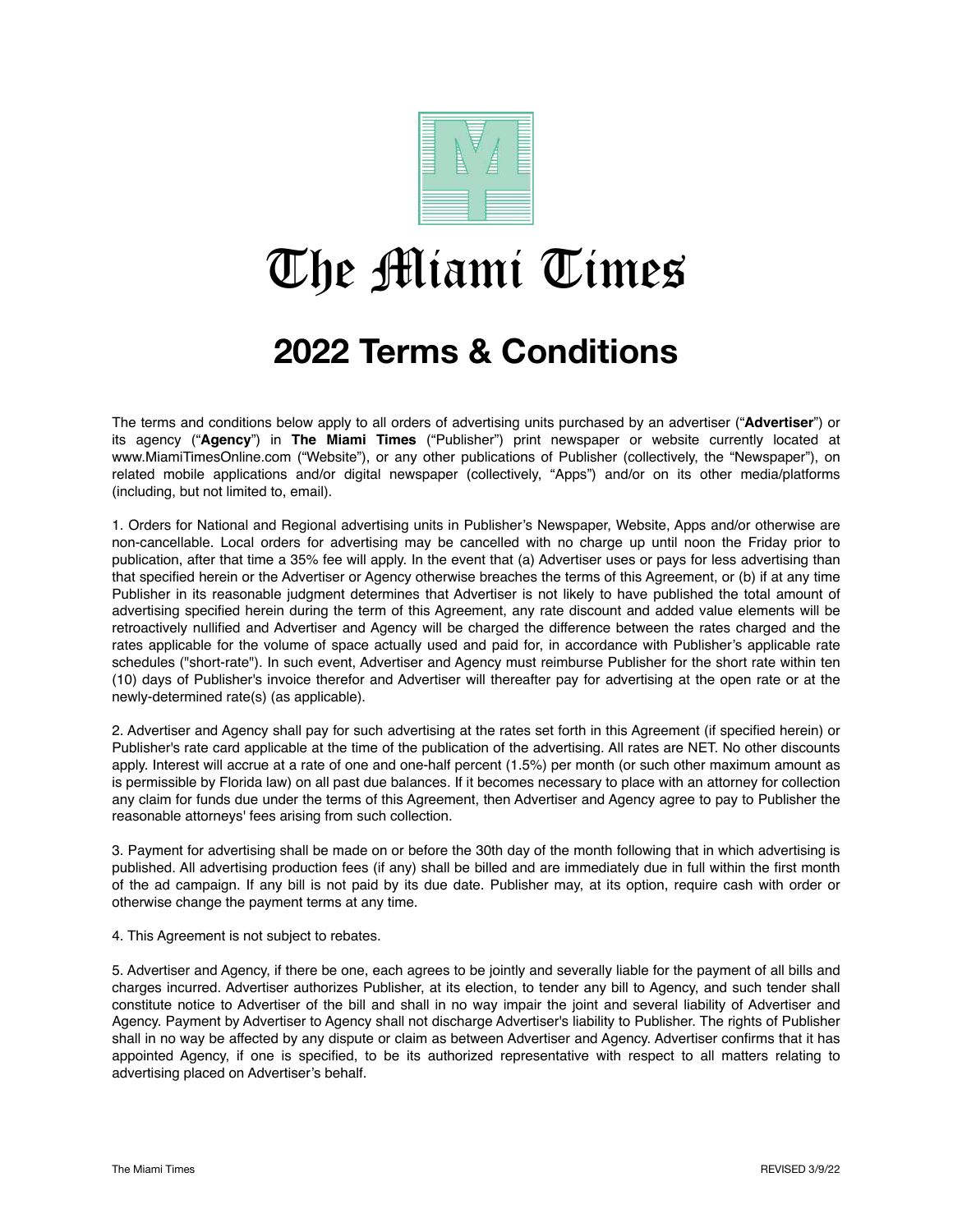# The Miami Times

## 2022 Terms & Conditions

The terms and conditions below apply to all orders of advertising units purchased by an advertiser ("**Advertiser**") or its agency ("**Agency**") in **The Miami Times** ("Publisher") print newspaper or website currently located at www.MiamiTimesOnline.com ("Website"), or any other publications of Publisher (collectively, the "Newspaper"), on related mobile applications and/or digital newspaper (collectively, "Apps") and/or on its other media/platforms (including, but not limited to, email).

1. Orders for National and Regional advertising units in Publisher's Newspaper, Website, Apps and/or otherwise are non-cancellable. Local orders for advertising may be cancelled with no charge up until noon the Friday prior to publication, after that time a 35% fee will apply. In the event that (a) Advertiser uses or pays for less advertising than that specified herein or the Advertiser or Agency otherwise breaches the terms of this Agreement, or (b) if at any time Publisher in its reasonable judgment determines that Advertiser is not likely to have published the total amount of advertising specified herein during the term of this Agreement, any rate discount and added value elements will be retroactively nullified and Advertiser and Agency will be charged the difference between the rates charged and the rates applicable for the volume of space actually used and paid for, in accordance with Publisher's applicable rate schedules ("short-rate"). In such event, Advertiser and Agency must reimburse Publisher for the short rate within ten (10) days of Publisher's invoice therefor and Advertiser will thereafter pay for advertising at the open rate or at the newly-determined rate(s) (as applicable).

2. Advertiser and Agency shall pay for such advertising at the rates set forth in this Agreement (if specified herein) or Publisher's rate card applicable at the time of the publication of the advertising. All rates are NET. No other discounts apply. Interest will accrue at a rate of one and one-half percent (1.5%) per month (or such other maximum amount as is permissible by Florida law) on all past due balances. If it becomes necessary to place with an attorney for collection any claim for funds due under the terms of this Agreement, then Advertiser and Agency agree to pay to Publisher the reasonable attorneys' fees arising from such collection.

3. Payment for advertising shall be made on or before the 30th day of the month following that in which advertising is published. All advertising production fees (if any) shall be billed and are immediately due in full within the first month of the ad campaign. If any bill is not paid by its due date. Publisher may, at its option, require cash with order or otherwise change the payment terms at any time.

4. This Agreement is not subject to rebates.

5. Advertiser and Agency, if there be one, each agrees to be jointly and severally liable for the payment of all bills and charges incurred. Advertiser authorizes Publisher, at its election, to tender any bill to Agency, and such tender shall constitute notice to Advertiser of the bill and shall in no way impair the joint and several liability of Advertiser and Agency. Payment by Advertiser to Agency shall not discharge Advertiser's liability to Publisher. The rights of Publisher shall in no way be affected by any dispute or claim as between Advertiser and Agency. Advertiser confirms that it has appointed Agency, if one is specified, to be its authorized representative with respect to all matters relating to advertising placed on Advertiser's behalf.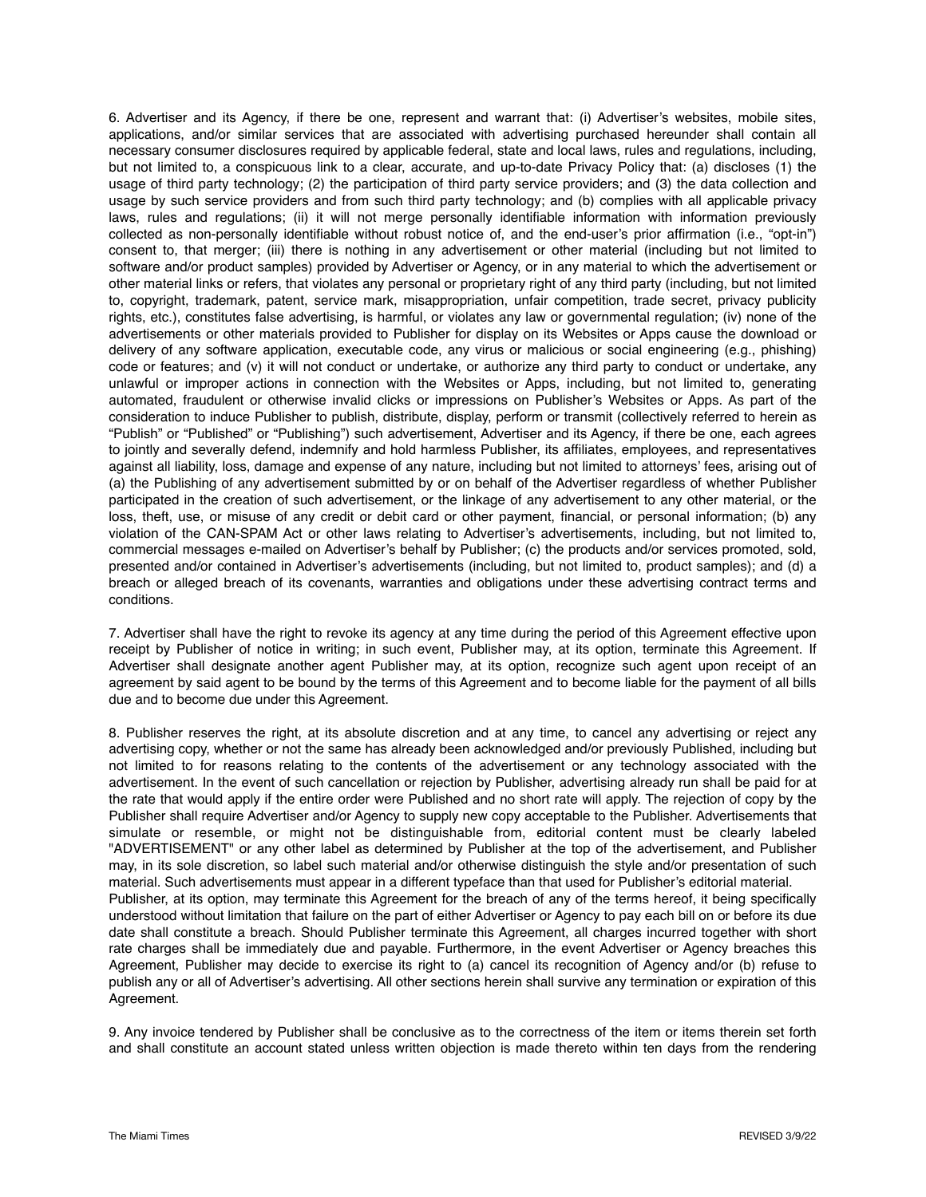6. Advertiser and its Agency, if there be one, represent and warrant that: (i) Advertiser's websites, mobile sites, applications, and/or similar services that are associated with advertising purchased hereunder shall contain all necessary consumer disclosures required by applicable federal, state and local laws, rules and regulations, including, but not limited to, a conspicuous link to a clear, accurate, and up-to-date Privacy Policy that: (a) discloses (1) the usage of third party technology; (2) the participation of third party service providers; and (3) the data collection and usage by such service providers and from such third party technology; and (b) complies with all applicable privacy laws, rules and regulations; (ii) it will not merge personally identifiable information with information previously collected as non-personally identifiable without robust notice of, and the end-user's prior affirmation (i.e., "opt-in") consent to, that merger; (iii) there is nothing in any advertisement or other material (including but not limited to software and/or product samples) provided by Advertiser or Agency, or in any material to which the advertisement or other material links or refers, that violates any personal or proprietary right of any third party (including, but not limited to, copyright, trademark, patent, service mark, misappropriation, unfair competition, trade secret, privacy publicity rights, etc.), constitutes false advertising, is harmful, or violates any law or governmental regulation; (iv) none of the advertisements or other materials provided to Publisher for display on its Websites or Apps cause the download or delivery of any software application, executable code, any virus or malicious or social engineering (e.g., phishing) code or features; and (v) it will not conduct or undertake, or authorize any third party to conduct or undertake, any unlawful or improper actions in connection with the Websites or Apps, including, but not limited to, generating automated, fraudulent or otherwise invalid clicks or impressions on Publisher's Websites or Apps. As part of the consideration to induce Publisher to publish, distribute, display, perform or transmit (collectively referred to herein as "Publish" or "Published" or "Publishing") such advertisement, Advertiser and its Agency, if there be one, each agrees to jointly and severally defend, indemnify and hold harmless Publisher, its affiliates, employees, and representatives against all liability, loss, damage and expense of any nature, including but not limited to attorneys' fees, arising out of (a) the Publishing of any advertisement submitted by or on behalf of the Advertiser regardless of whether Publisher participated in the creation of such advertisement, or the linkage of any advertisement to any other material, or the loss, theft, use, or misuse of any credit or debit card or other payment, financial, or personal information; (b) any violation of the CAN-SPAM Act or other laws relating to Advertiser's advertisements, including, but not limited to, commercial messages e-mailed on Advertiser's behalf by Publisher; (c) the products and/or services promoted, sold, presented and/or contained in Advertiser's advertisements (including, but not limited to, product samples); and (d) a breach or alleged breach of its covenants, warranties and obligations under these advertising contract terms and conditions.

7. Advertiser shall have the right to revoke its agency at any time during the period of this Agreement effective upon receipt by Publisher of notice in writing; in such event, Publisher may, at its option, terminate this Agreement. If Advertiser shall designate another agent Publisher may, at its option, recognize such agent upon receipt of an agreement by said agent to be bound by the terms of this Agreement and to become liable for the payment of all bills due and to become due under this Agreement.

8. Publisher reserves the right, at its absolute discretion and at any time, to cancel any advertising or reject any advertising copy, whether or not the same has already been acknowledged and/or previously Published, including but not limited to for reasons relating to the contents of the advertisement or any technology associated with the advertisement. In the event of such cancellation or rejection by Publisher, advertising already run shall be paid for at the rate that would apply if the entire order were Published and no short rate will apply. The rejection of copy by the Publisher shall require Advertiser and/or Agency to supply new copy acceptable to the Publisher. Advertisements that simulate or resemble, or might not be distinguishable from, editorial content must be clearly labeled "ADVERTISEMENT" or any other label as determined by Publisher at the top of the advertisement, and Publisher may, in its sole discretion, so label such material and/or otherwise distinguish the style and/or presentation of such material. Such advertisements must appear in a different typeface than that used for Publisher's editorial material.
Publisher, at its option, may terminate this Agreement for the breach of any of the terms hereof, it being specifically understood without limitation that failure on the part of either Advertiser or Agency to pay each bill on or before its due date shall constitute a breach. Should Publisher terminate this Agreement, all charges incurred together with short rate charges shall be immediately due and payable. Furthermore, in the event Advertiser or Agency breaches this Agreement, Publisher may decide to exercise its right to (a) cancel its recognition of Agency and/or (b) refuse to publish any or all of Advertiser's advertising. All other sections herein shall survive any termination or expiration of this Agreement.

9. Any invoice tendered by Publisher shall be conclusive as to the correctness of the item or items therein set forth and shall constitute an account stated unless written objection is made thereto within ten days from the rendering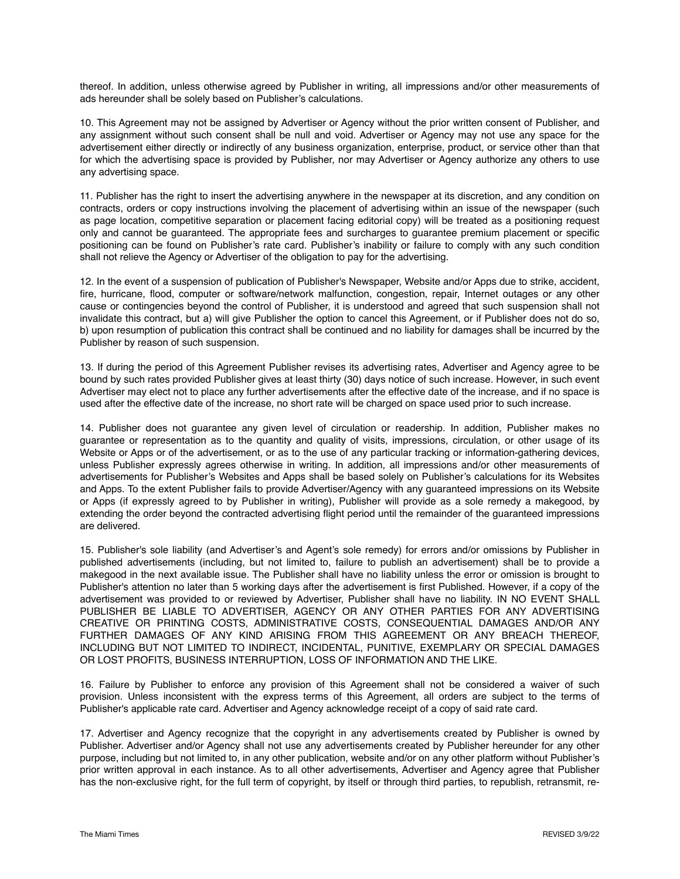thereof. In addition, unless otherwise agreed by Publisher in writing, all impressions and/or other measurements of ads hereunder shall be solely based on Publisher's calculations.

10. This Agreement may not be assigned by Advertiser or Agency without the prior written consent of Publisher, and any assignment without such consent shall be null and void. Advertiser or Agency may not use any space for the advertisement either directly or indirectly of any business organization, enterprise, product, or service other than that for which the advertising space is provided by Publisher, nor may Advertiser or Agency authorize any others to use any advertising space.

11. Publisher has the right to insert the advertising anywhere in the newspaper at its discretion, and any condition on contracts, orders or copy instructions involving the placement of advertising within an issue of the newspaper (such as page location, competitive separation or placement facing editorial copy) will be treated as a positioning request only and cannot be guaranteed. The appropriate fees and surcharges to guarantee premium placement or specific positioning can be found on Publisher's rate card. Publisher's inability or failure to comply with any such condition shall not relieve the Agency or Advertiser of the obligation to pay for the advertising.

12. In the event of a suspension of publication of Publisher's Newspaper, Website and/or Apps due to strike, accident, fire, hurricane, flood, computer or software/network malfunction, congestion, repair, Internet outages or any other cause or contingencies beyond the control of Publisher, it is understood and agreed that such suspension shall not invalidate this contract, but a) will give Publisher the option to cancel this Agreement, or if Publisher does not do so, b) upon resumption of publication this contract shall be continued and no liability for damages shall be incurred by the Publisher by reason of such suspension.

13. If during the period of this Agreement Publisher revises its advertising rates, Advertiser and Agency agree to be bound by such rates provided Publisher gives at least thirty (30) days notice of such increase. However, in such event Advertiser may elect not to place any further advertisements after the effective date of the increase, and if no space is used after the effective date of the increase, no short rate will be charged on space used prior to such increase.

14. Publisher does not guarantee any given level of circulation or readership. In addition, Publisher makes no guarantee or representation as to the quantity and quality of visits, impressions, circulation, or other usage of its Website or Apps or of the advertisement, or as to the use of any particular tracking or information-gathering devices, unless Publisher expressly agrees otherwise in writing. In addition, all impressions and/or other measurements of advertisements for Publisher's Websites and Apps shall be based solely on Publisher's calculations for its Websites and Apps. To the extent Publisher fails to provide Advertiser/Agency with any guaranteed impressions on its Website or Apps (if expressly agreed to by Publisher in writing), Publisher will provide as a sole remedy a makegood, by extending the order beyond the contracted advertising flight period until the remainder of the guaranteed impressions are delivered.

15. Publisher's sole liability (and Advertiser's and Agent's sole remedy) for errors and/or omissions by Publisher in published advertisements (including, but not limited to, failure to publish an advertisement) shall be to provide a makegood in the next available issue. The Publisher shall have no liability unless the error or omission is brought to Publisher's attention no later than 5 working days after the advertisement is first Published. However, if a copy of the advertisement was provided to or reviewed by Advertiser, Publisher shall have no liability. IN NO EVENT SHALL PUBLISHER BE LIABLE TO ADVERTISER, AGENCY OR ANY OTHER PARTIES FOR ANY ADVERTISING CREATIVE OR PRINTING COSTS, ADMINISTRATIVE COSTS, CONSEQUENTIAL DAMAGES AND/OR ANY FURTHER DAMAGES OF ANY KIND ARISING FROM THIS AGREEMENT OR ANY BREACH THEREOF, INCLUDING BUT NOT LIMITED TO INDIRECT, INCIDENTAL, PUNITIVE, EXEMPLARY OR SPECIAL DAMAGES OR LOST PROFITS, BUSINESS INTERRUPTION, LOSS OF INFORMATION AND THE LIKE.

16. Failure by Publisher to enforce any provision of this Agreement shall not be considered a waiver of such provision. Unless inconsistent with the express terms of this Agreement, all orders are subject to the terms of Publisher's applicable rate card. Advertiser and Agency acknowledge receipt of a copy of said rate card.

17. Advertiser and Agency recognize that the copyright in any advertisements created by Publisher is owned by Publisher. Advertiser and/or Agency shall not use any advertisements created by Publisher hereunder for any other purpose, including but not limited to, in any other publication, website and/or on any other platform without Publisher's prior written approval in each instance. As to all other advertisements, Advertiser and Agency agree that Publisher has the non-exclusive right, for the full term of copyright, by itself or through third parties, to republish, retransmit, re-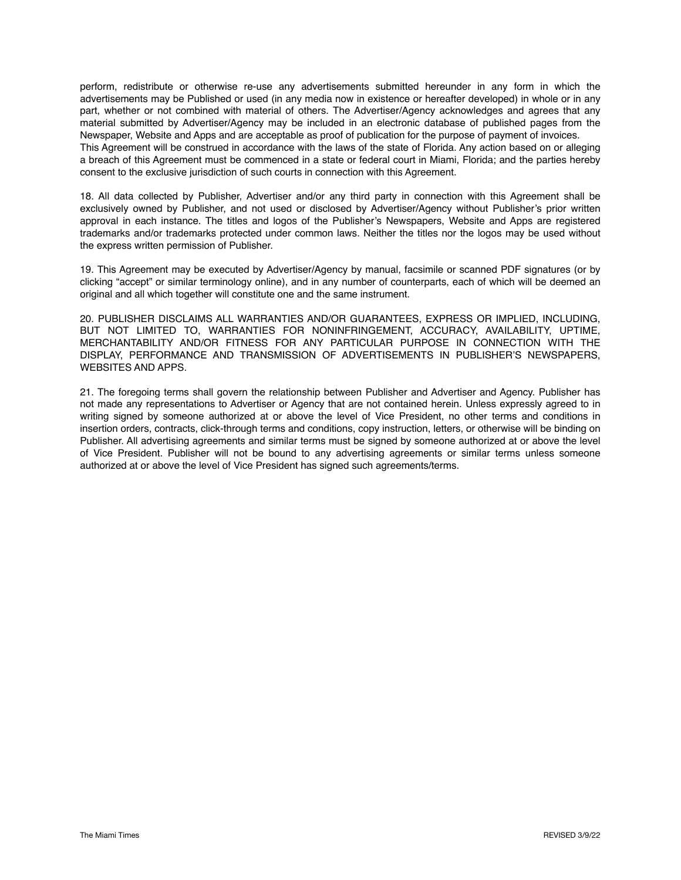perform, redistribute or otherwise re-use any advertisements submitted hereunder in any form in which the advertisements may be Published or used (in any media now in existence or hereafter developed) in whole or in any part, whether or not combined with material of others. The Advertiser/Agency acknowledges and agrees that any material submitted by Advertiser/Agency may be included in an electronic database of published pages from the Newspaper, Website and Apps and are acceptable as proof of publication for the purpose of payment of invoices.
This Agreement will be construed in accordance with the laws of the state of Florida. Any action based on or alleging a breach of this Agreement must be commenced in a state or federal court in Miami, Florida; and the parties hereby consent to the exclusive jurisdiction of such courts in connection with this Agreement.

18. All data collected by Publisher, Advertiser and/or any third party in connection with this Agreement shall be exclusively owned by Publisher, and not used or disclosed by Advertiser/Agency without Publisher's prior written approval in each instance. The titles and logos of the Publisher's Newspapers, Website and Apps are registered trademarks and/or trademarks protected under common laws. Neither the titles nor the logos may be used without the express written permission of Publisher.

19. This Agreement may be executed by Advertiser/Agency by manual, facsimile or scanned PDF signatures (or by clicking "accept" or similar terminology online), and in any number of counterparts, each of which will be deemed an original and all which together will constitute one and the same instrument.

20. PUBLISHER DISCLAIMS ALL WARRANTIES AND/OR GUARANTEES, EXPRESS OR IMPLIED, INCLUDING, BUT NOT LIMITED TO, WARRANTIES FOR NONINFRINGEMENT, ACCURACY, AVAILABILITY, UPTIME, MERCHANTABILITY AND/OR FITNESS FOR ANY PARTICULAR PURPOSE IN CONNECTION WITH THE DISPLAY, PERFORMANCE AND TRANSMISSION OF ADVERTISEMENTS IN PUBLISHER'S NEWSPAPERS, WEBSITES AND APPS.

21. The foregoing terms shall govern the relationship between Publisher and Advertiser and Agency. Publisher has not made any representations to Advertiser or Agency that are not contained herein. Unless expressly agreed to in writing signed by someone authorized at or above the level of Vice President, no other terms and conditions in insertion orders, contracts, click-through terms and conditions, copy instruction, letters, or otherwise will be binding on Publisher. All advertising agreements and similar terms must be signed by someone authorized at or above the level of Vice President. Publisher will not be bound to any advertising agreements or similar terms unless someone authorized at or above the level of Vice President has signed such agreements/terms.